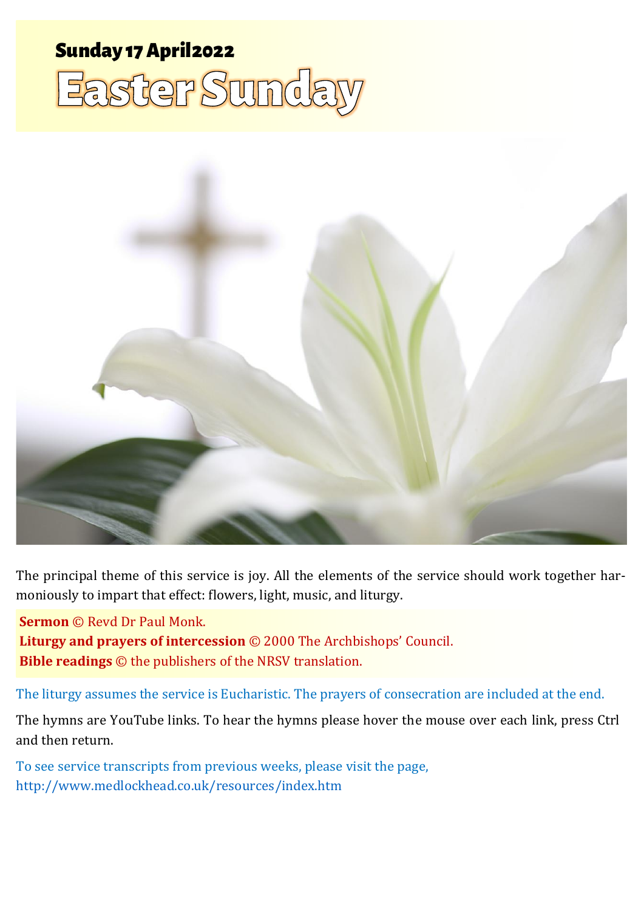# Sunday 17 April 2022

# Easter Sunday

The principal theme of this service is joy. All the elements of the service should work together harmoniously to impart that effect: flowers, light, music, and liturgy.

**Sermon** © Revd Dr Paul Monk.
**Liturgy and prayers of intercession** © 2000 The Archbishops' Council.
**Bible readings** © the publishers of the NRSV translation.

The liturgy assumes the service is Eucharistic. The prayers of consecration are included at the end.

The hymns are YouTube links. To hear the hymns please hover the mouse over each link, press Ctrl and then return.

To see service transcripts from previous weeks, please visit the page, http://www.medlockhead.co.uk/resources/index.htm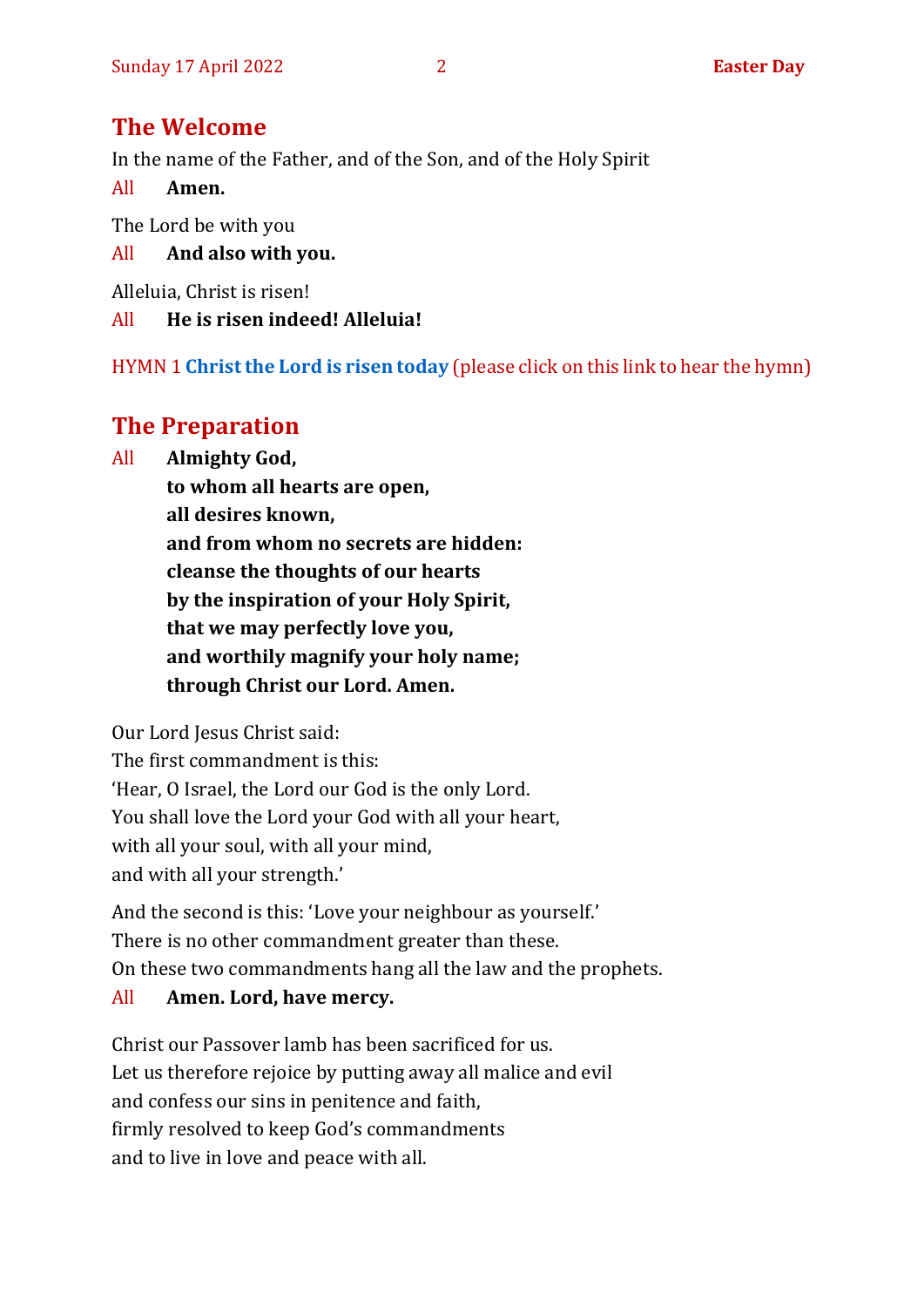## The Welcome

In the name of the Father, and of the Son, and of the Holy Spirit

All **Amen.**

The Lord be with you

All **And also with you.**

Alleluia, Christ is risen!

All **He is risen indeed! Alleluia!**

HYMN 1 **Christ the Lord is risen today** (please click on this link to hear the hymn)

## The Preparation

All **Almighty God,**
**to whom all hearts are open,**
**all desires known,**
**and from whom no secrets are hidden:**
**cleanse the thoughts of our hearts**
**by the inspiration of your Holy Spirit,**
**that we may perfectly love you,**
**and worthily magnify your holy name;**
**through Christ our Lord. Amen.**

Our Lord Jesus Christ said:
The first commandment is this:
'Hear, O Israel, the Lord our God is the only Lord.
You shall love the Lord your God with all your heart,
with all your soul, with all your mind,
and with all your strength.'

And the second is this: 'Love your neighbour as yourself.'
There is no other commandment greater than these.
On these two commandments hang all the law and the prophets.

All **Amen. Lord, have mercy.**

Christ our Passover lamb has been sacrificed for us.
Let us therefore rejoice by putting away all malice and evil
and confess our sins in penitence and faith,
firmly resolved to keep God's commandments
and to live in love and peace with all.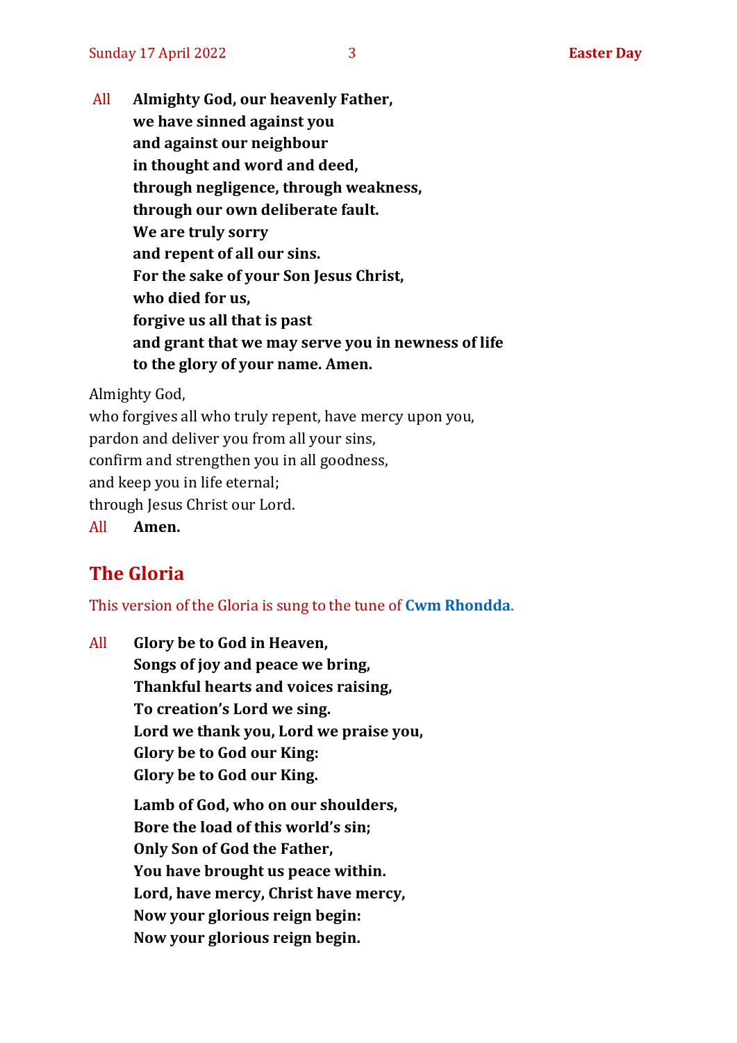All **Almighty God, our heavenly Father,**
**we have sinned against you**
**and against our neighbour**
**in thought and word and deed,**
**through negligence, through weakness,**
**through our own deliberate fault.**
**We are truly sorry**
**and repent of all our sins.**
**For the sake of your Son Jesus Christ,**
**who died for us,**
**forgive us all that is past**
**and grant that we may serve you in newness of life**
**to the glory of your name. Amen.**

Almighty God,
who forgives all who truly repent, have mercy upon you,
pardon and deliver you from all your sins,
confirm and strengthen you in all goodness,
and keep you in life eternal;
through Jesus Christ our Lord.

All **Amen.**

## The Gloria

This version of the Gloria is sung to the tune of **Cwm Rhondda**.

All **Glory be to God in Heaven,**
**Songs of joy and peace we bring,**
**Thankful hearts and voices raising,**
**To creation's Lord we sing.**
**Lord we thank you, Lord we praise you,**
**Glory be to God our King:**
**Glory be to God our King.**

**Lamb of God, who on our shoulders,**
**Bore the load of this world's sin;**
**Only Son of God the Father,**
**You have brought us peace within.**
**Lord, have mercy, Christ have mercy,**
**Now your glorious reign begin:**
**Now your glorious reign begin.**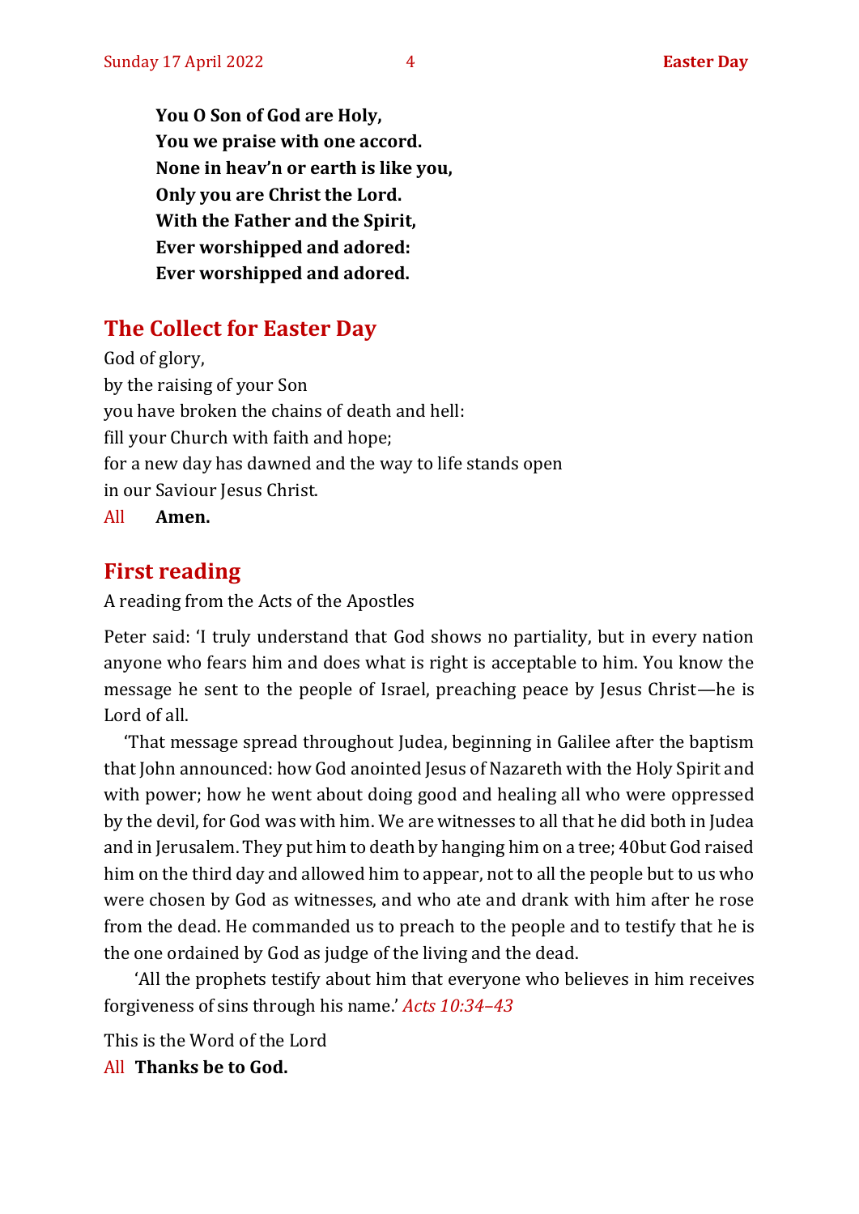**You O Son of God are Holy,**
**You we praise with one accord.**
**None in heav'n or earth is like you,**
**Only you are Christ the Lord.**
**With the Father and the Spirit,**
**Ever worshipped and adored:**
**Ever worshipped and adored.**

## The Collect for Easter Day

God of glory,
by the raising of your Son
you have broken the chains of death and hell:
fill your Church with faith and hope;
for a new day has dawned and the way to life stands open
in our Saviour Jesus Christ.
All **Amen.**

## First reading

A reading from the Acts of the Apostles

Peter said: 'I truly understand that God shows no partiality, but in every nation anyone who fears him and does what is right is acceptable to him. You know the message he sent to the people of Israel, preaching peace by Jesus Christ—he is Lord of all.

'That message spread throughout Judea, beginning in Galilee after the baptism that John announced: how God anointed Jesus of Nazareth with the Holy Spirit and with power; how he went about doing good and healing all who were oppressed by the devil, for God was with him. We are witnesses to all that he did both in Judea and in Jerusalem. They put him to death by hanging him on a tree; 40but God raised him on the third day and allowed him to appear, not to all the people but to us who were chosen by God as witnesses, and who ate and drank with him after he rose from the dead. He commanded us to preach to the people and to testify that he is the one ordained by God as judge of the living and the dead.

'All the prophets testify about him that everyone who believes in him receives forgiveness of sins through his name.' *Acts 10:34–43*

This is the Word of the Lord
All **Thanks be to God.**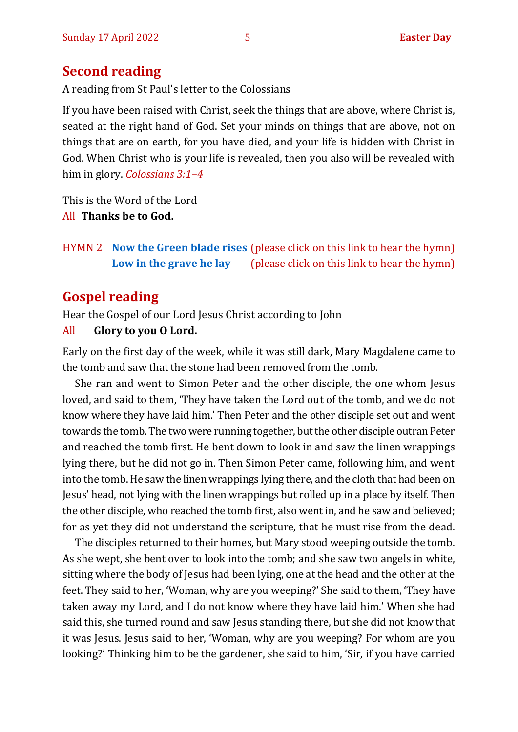## Second reading

A reading from St Paul's letter to the Colossians

If you have been raised with Christ, seek the things that are above, where Christ is, seated at the right hand of God. Set your minds on things that are above, not on things that are on earth, for you have died, and your life is hidden with Christ in God. When Christ who is your life is revealed, then you also will be revealed with him in glory. *Colossians 3:1–4*

This is the Word of the Lord
All **Thanks be to God.**

HYMN 2 **Now the Green blade rises** (please click on this link to hear the hymn)
**Low in the grave he lay** (please click on this link to hear the hymn)

## Gospel reading

Hear the Gospel of our Lord Jesus Christ according to John
All **Glory to you O Lord.**

Early on the first day of the week, while it was still dark, Mary Magdalene came to the tomb and saw that the stone had been removed from the tomb.

She ran and went to Simon Peter and the other disciple, the one whom Jesus loved, and said to them, 'They have taken the Lord out of the tomb, and we do not know where they have laid him.' Then Peter and the other disciple set out and went towards the tomb. The two were running together, but the other disciple outran Peter and reached the tomb first. He bent down to look in and saw the linen wrappings lying there, but he did not go in. Then Simon Peter came, following him, and went into the tomb. He saw the linen wrappings lying there, and the cloth that had been on Jesus' head, not lying with the linen wrappings but rolled up in a place by itself. Then the other disciple, who reached the tomb first, also went in, and he saw and believed; for as yet they did not understand the scripture, that he must rise from the dead.

The disciples returned to their homes, but Mary stood weeping outside the tomb. As she wept, she bent over to look into the tomb; and she saw two angels in white, sitting where the body of Jesus had been lying, one at the head and the other at the feet. They said to her, 'Woman, why are you weeping?' She said to them, 'They have taken away my Lord, and I do not know where they have laid him.' When she had said this, she turned round and saw Jesus standing there, but she did not know that it was Jesus. Jesus said to her, 'Woman, why are you weeping? For whom are you looking?' Thinking him to be the gardener, she said to him, 'Sir, if you have carried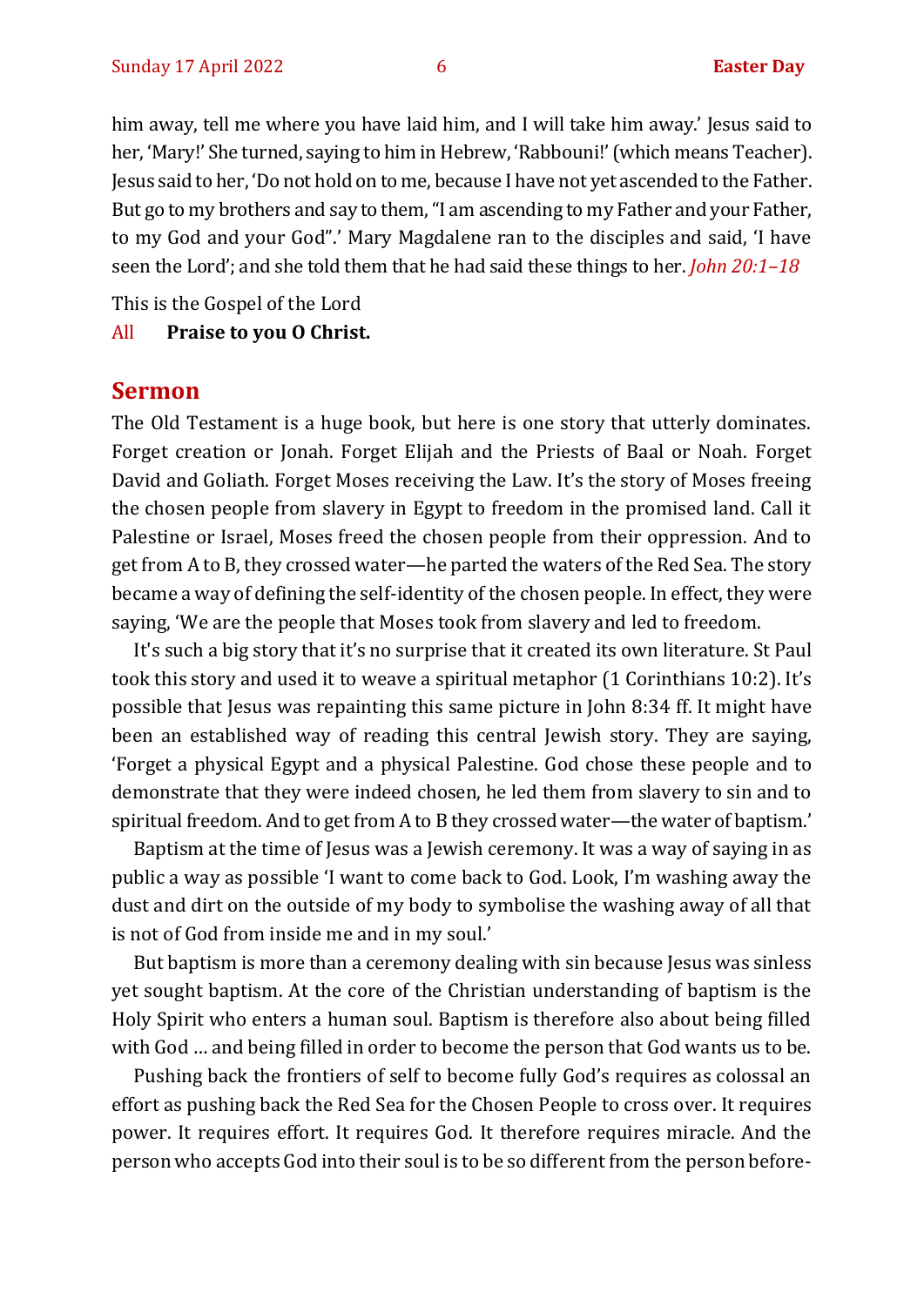him away, tell me where you have laid him, and I will take him away.' Jesus said to her, 'Mary!' She turned, saying to him in Hebrew, 'Rabbouni!' (which means Teacher). Jesus said to her, 'Do not hold on to me, because I have not yet ascended to the Father. But go to my brothers and say to them, "I am ascending to my Father and your Father, to my God and your God".' Mary Magdalene ran to the disciples and said, 'I have seen the Lord'; and she told them that he had said these things to her. *John 20:1–18*

This is the Gospel of the Lord

All **Praise to you O Christ.**

## Sermon

The Old Testament is a huge book, but here is one story that utterly dominates. Forget creation or Jonah. Forget Elijah and the Priests of Baal or Noah. Forget David and Goliath. Forget Moses receiving the Law. It's the story of Moses freeing the chosen people from slavery in Egypt to freedom in the promised land. Call it Palestine or Israel, Moses freed the chosen people from their oppression. And to get from A to B, they crossed water—he parted the waters of the Red Sea. The story became a way of defining the self-identity of the chosen people. In effect, they were saying, 'We are the people that Moses took from slavery and led to freedom.

It's such a big story that it's no surprise that it created its own literature. St Paul took this story and used it to weave a spiritual metaphor (1 Corinthians 10:2). It's possible that Jesus was repainting this same picture in John 8:34 ff. It might have been an established way of reading this central Jewish story. They are saying, 'Forget a physical Egypt and a physical Palestine. God chose these people and to demonstrate that they were indeed chosen, he led them from slavery to sin and to spiritual freedom. And to get from A to B they crossed water—the water of baptism.'

Baptism at the time of Jesus was a Jewish ceremony. It was a way of saying in as public a way as possible 'I want to come back to God. Look, I'm washing away the dust and dirt on the outside of my body to symbolise the washing away of all that is not of God from inside me and in my soul.'

But baptism is more than a ceremony dealing with sin because Jesus was sinless yet sought baptism. At the core of the Christian understanding of baptism is the Holy Spirit who enters a human soul. Baptism is therefore also about being filled with God … and being filled in order to become the person that God wants us to be.

Pushing back the frontiers of self to become fully God's requires as colossal an effort as pushing back the Red Sea for the Chosen People to cross over. It requires power. It requires effort. It requires God. It therefore requires miracle. And the person who accepts God into their soul is to be so different from the person before-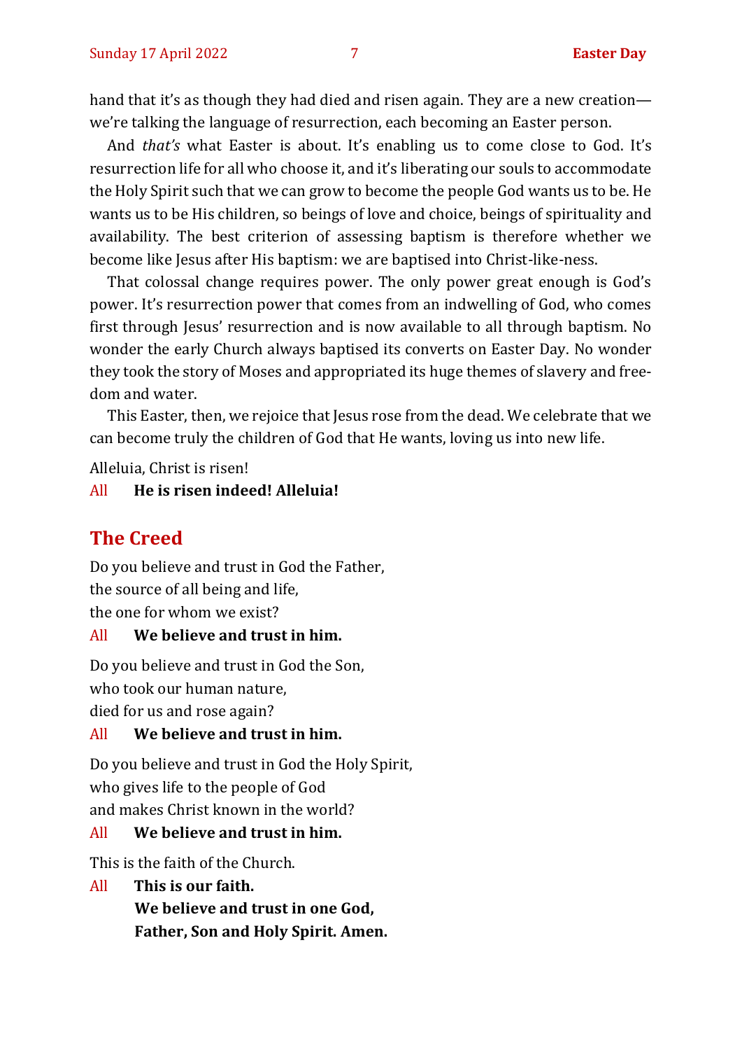hand that it's as though they had died and risen again. They are a new creation—we're talking the language of resurrection, each becoming an Easter person.

And *that's* what Easter is about. It's enabling us to come close to God. It's resurrection life for all who choose it, and it's liberating our souls to accommodate the Holy Spirit such that we can grow to become the people God wants us to be. He wants us to be His children, so beings of love and choice, beings of spirituality and availability. The best criterion of assessing baptism is therefore whether we become like Jesus after His baptism: we are baptised into Christ-like-ness.

That colossal change requires power. The only power great enough is God's power. It's resurrection power that comes from an indwelling of God, who comes first through Jesus' resurrection and is now available to all through baptism. No wonder the early Church always baptised its converts on Easter Day. No wonder they took the story of Moses and appropriated its huge themes of slavery and freedom and water.

This Easter, then, we rejoice that Jesus rose from the dead. We celebrate that we can become truly the children of God that He wants, loving us into new life.

Alleluia, Christ is risen!

All **He is risen indeed! Alleluia!**

## The Creed

Do you believe and trust in God the Father,
the source of all being and life,
the one for whom we exist?

All **We believe and trust in him.**

Do you believe and trust in God the Son,
who took our human nature,
died for us and rose again?

All **We believe and trust in him.**

Do you believe and trust in God the Holy Spirit,
who gives life to the people of God
and makes Christ known in the world?

All **We believe and trust in him.**

This is the faith of the Church.

All **This is our faith.**
**We believe and trust in one God,**
**Father, Son and Holy Spirit. Amen.**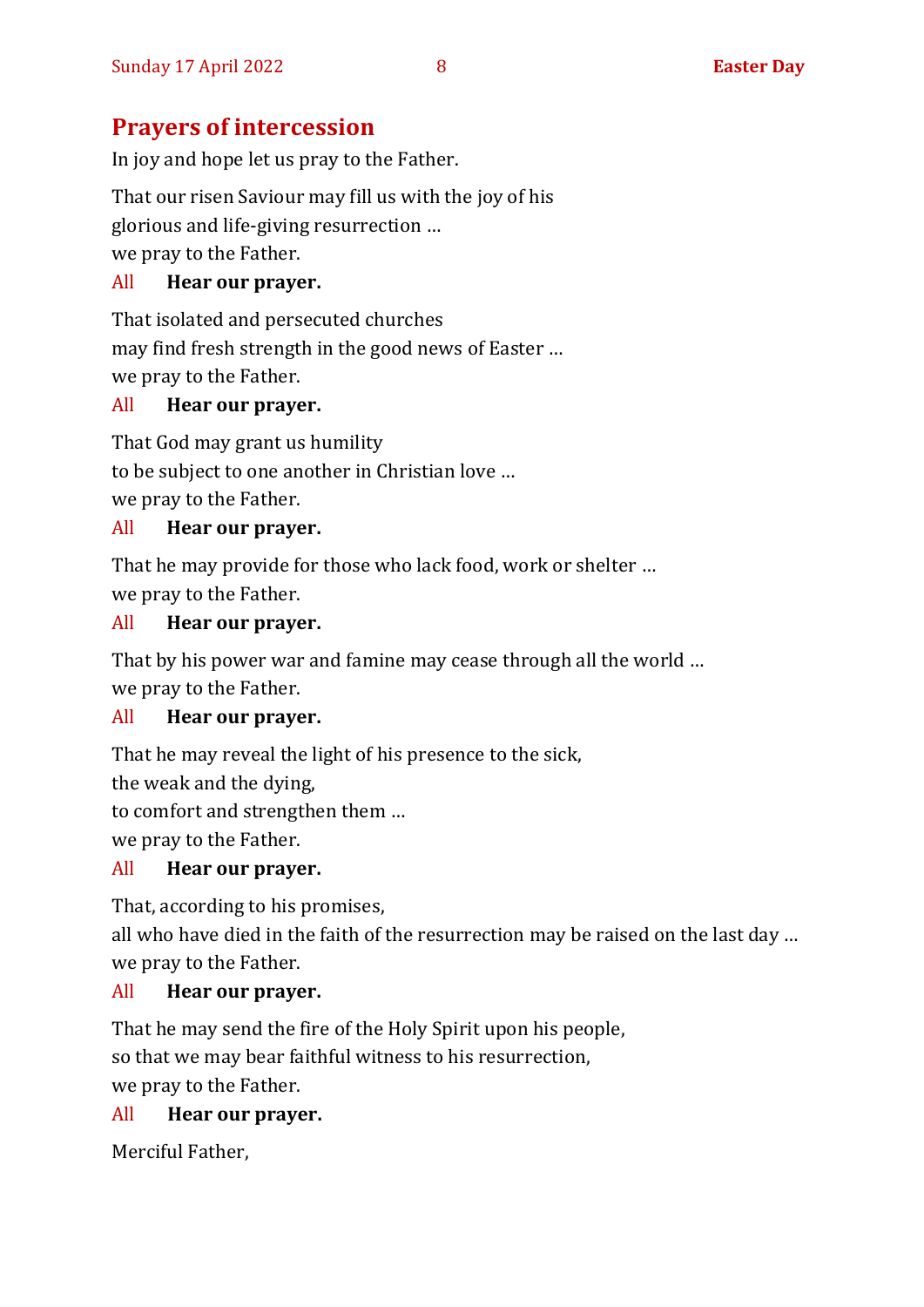## Prayers of intercession

In joy and hope let us pray to the Father.

That our risen Saviour may fill us with the joy of his
glorious and life-giving resurrection …
we pray to the Father.

All **Hear our prayer.**

That isolated and persecuted churches
may find fresh strength in the good news of Easter …
we pray to the Father.

All **Hear our prayer.**

That God may grant us humility
to be subject to one another in Christian love …
we pray to the Father.

All **Hear our prayer.**

That he may provide for those who lack food, work or shelter …
we pray to the Father.

All **Hear our prayer.**

That by his power war and famine may cease through all the world …
we pray to the Father.

All **Hear our prayer.**

That he may reveal the light of his presence to the sick,
the weak and the dying,
to comfort and strengthen them …
we pray to the Father.

All **Hear our prayer.**

That, according to his promises,
all who have died in the faith of the resurrection may be raised on the last day …
we pray to the Father.

All **Hear our prayer.**

That he may send the fire of the Holy Spirit upon his people,
so that we may bear faithful witness to his resurrection,
we pray to the Father.

All **Hear our prayer.**

Merciful Father,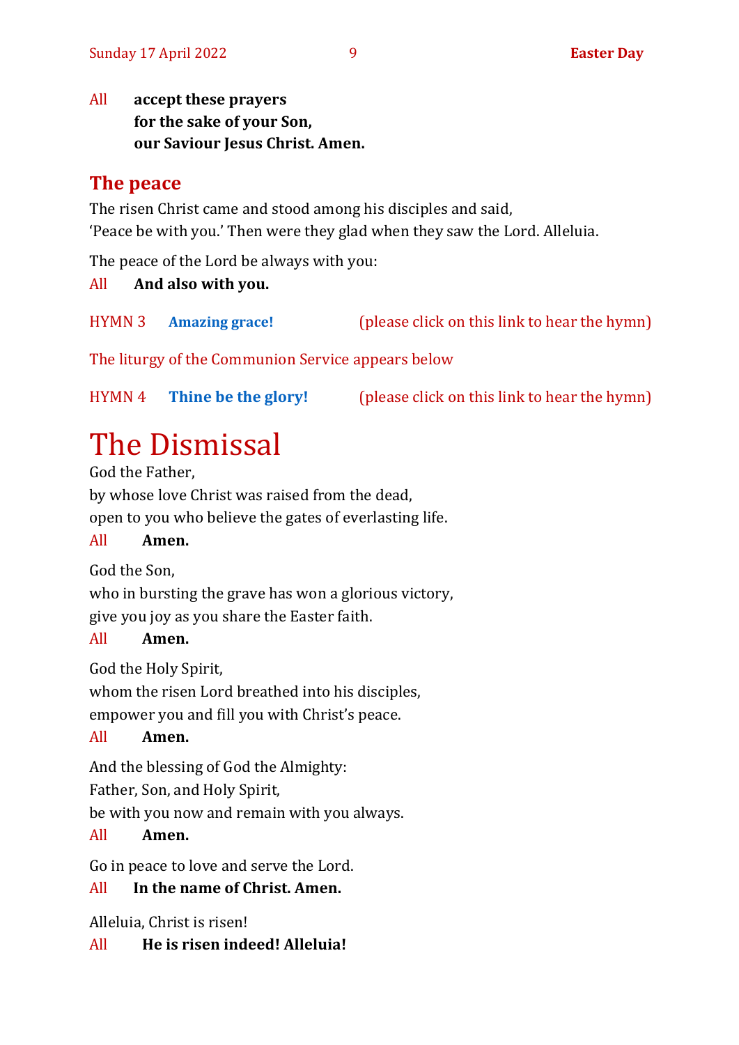All **accept these prayers**
**for the sake of your Son,**
**our Saviour Jesus Christ. Amen.**

## The peace

The risen Christ came and stood among his disciples and said,
'Peace be with you.' Then were they glad when they saw the Lord. Alleluia.

The peace of the Lord be always with you:

All **And also with you.**

HYMN 3 **Amazing grace!** (please click on this link to hear the hymn)

The liturgy of the Communion Service appears below

HYMN 4 **Thine be the glory!** (please click on this link to hear the hymn)

# The Dismissal

God the Father,
by whose love Christ was raised from the dead,
open to you who believe the gates of everlasting life.

All **Amen.**

God the Son,
who in bursting the grave has won a glorious victory,
give you joy as you share the Easter faith.

All **Amen.**

God the Holy Spirit,
whom the risen Lord breathed into his disciples,
empower you and fill you with Christ's peace.

All **Amen.**

And the blessing of God the Almighty:
Father, Son, and Holy Spirit,
be with you now and remain with you always.

All **Amen.**

Go in peace to love and serve the Lord.

All **In the name of Christ. Amen.**

Alleluia, Christ is risen!

All **He is risen indeed! Alleluia!**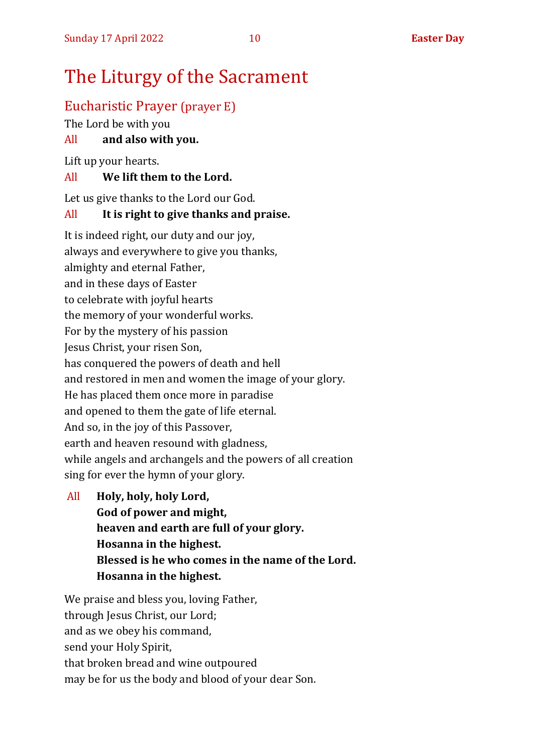# The Liturgy of the Sacrament

## Eucharistic Prayer (prayer E)

The Lord be with you
All **and also with you.**

Lift up your hearts.
All **We lift them to the Lord.**

Let us give thanks to the Lord our God.
All **It is right to give thanks and praise.**

It is indeed right, our duty and our joy,
always and everywhere to give you thanks,
almighty and eternal Father,
and in these days of Easter
to celebrate with joyful hearts
the memory of your wonderful works.
For by the mystery of his passion
Jesus Christ, your risen Son,
has conquered the powers of death and hell
and restored in men and women the image of your glory.
He has placed them once more in paradise
and opened to them the gate of life eternal.
And so, in the joy of this Passover,
earth and heaven resound with gladness,
while angels and archangels and the powers of all creation
sing for ever the hymn of your glory.

All **Holy, holy, holy Lord,**
**God of power and might,**
**heaven and earth are full of your glory.**
**Hosanna in the highest.**
**Blessed is he who comes in the name of the Lord.**
**Hosanna in the highest.**

We praise and bless you, loving Father,
through Jesus Christ, our Lord;
and as we obey his command,
send your Holy Spirit,
that broken bread and wine outpoured
may be for us the body and blood of your dear Son.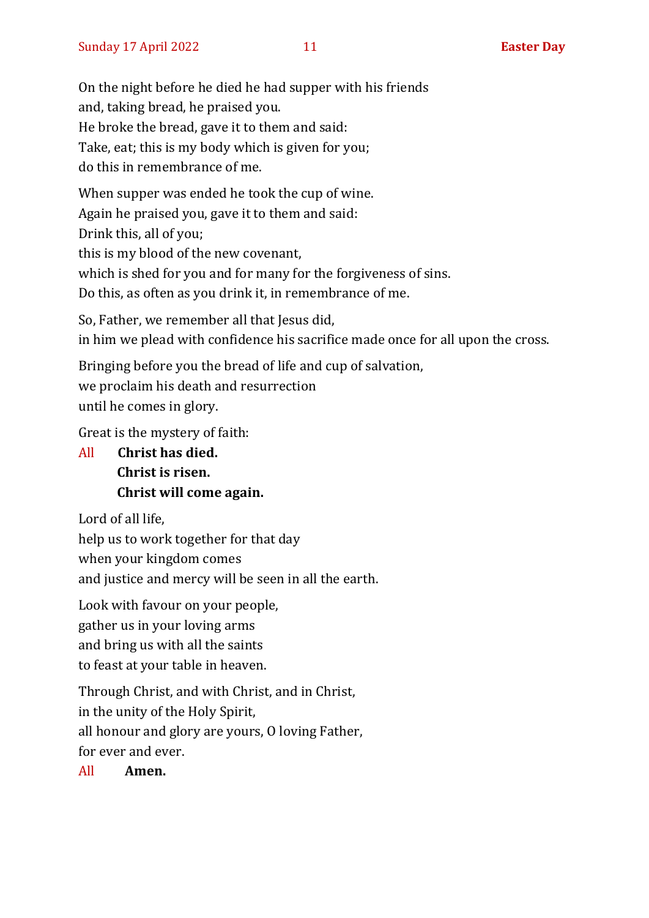On the night before he died he had supper with his friends
and, taking bread, he praised you.
He broke the bread, gave it to them and said:
Take, eat; this is my body which is given for you;
do this in remembrance of me.

When supper was ended he took the cup of wine.
Again he praised you, gave it to them and said:
Drink this, all of you;
this is my blood of the new covenant,
which is shed for you and for many for the forgiveness of sins.
Do this, as often as you drink it, in remembrance of me.

So, Father, we remember all that Jesus did,
in him we plead with confidence his sacrifice made once for all upon the cross.

Bringing before you the bread of life and cup of salvation,
we proclaim his death and resurrection
until he comes in glory.

Great is the mystery of faith:

All **Christ has died.**
**Christ is risen.**
**Christ will come again.**

Lord of all life,
help us to work together for that day
when your kingdom comes
and justice and mercy will be seen in all the earth.

Look with favour on your people,
gather us in your loving arms
and bring us with all the saints
to feast at your table in heaven.

Through Christ, and with Christ, and in Christ,
in the unity of the Holy Spirit,
all honour and glory are yours, O loving Father,
for ever and ever.

All **Amen.**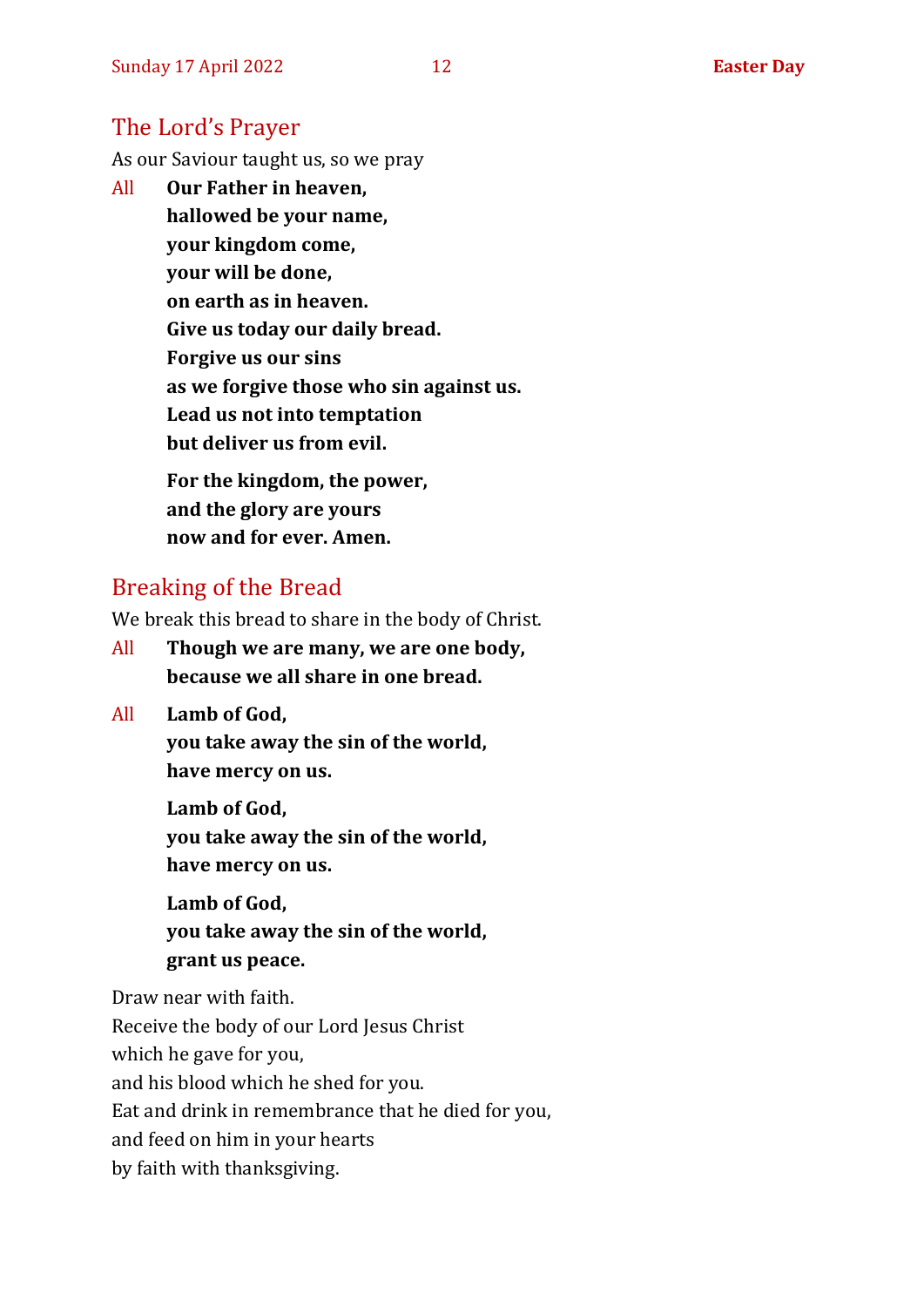## The Lord's Prayer

As our Saviour taught us, so we pray

All **Our Father in heaven,**
**hallowed be your name,**
**your kingdom come,**
**your will be done,**
**on earth as in heaven.**
**Give us today our daily bread.**
**Forgive us our sins**
**as we forgive those who sin against us.**
**Lead us not into temptation**
**but deliver us from evil.**

**For the kingdom, the power,**
**and the glory are yours**
**now and for ever. Amen.**

## Breaking of the Bread

We break this bread to share in the body of Christ.

All **Though we are many, we are one body,**
**because we all share in one bread.**

All **Lamb of God,**
**you take away the sin of the world,**
**have mercy on us.**

**Lamb of God,**
**you take away the sin of the world,**
**have mercy on us.**

**Lamb of God,**
**you take away the sin of the world,**
**grant us peace.**

Draw near with faith.
Receive the body of our Lord Jesus Christ
which he gave for you,
and his blood which he shed for you.
Eat and drink in remembrance that he died for you,
and feed on him in your hearts
by faith with thanksgiving.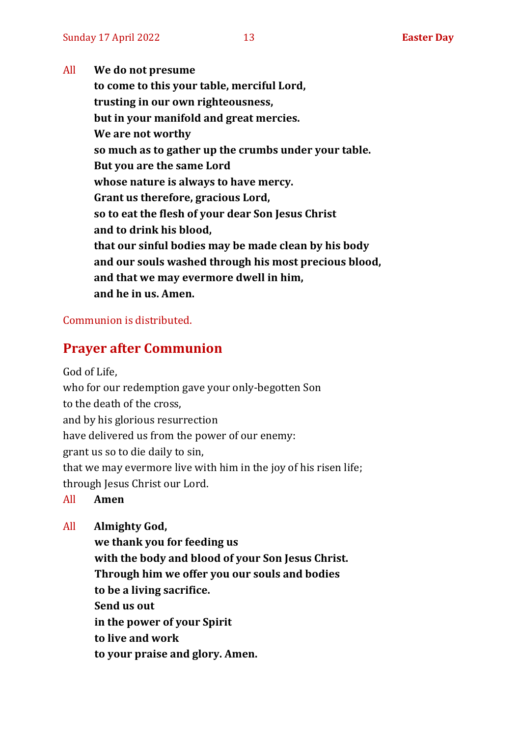All **We do not presume**
**to come to this your table, merciful Lord,**
**trusting in our own righteousness,**
**but in your manifold and great mercies.**
**We are not worthy**
**so much as to gather up the crumbs under your table.**
**But you are the same Lord**
**whose nature is always to have mercy.**
**Grant us therefore, gracious Lord,**
**so to eat the flesh of your dear Son Jesus Christ**
**and to drink his blood,**
**that our sinful bodies may be made clean by his body**
**and our souls washed through his most precious blood,**
**and that we may evermore dwell in him,**
**and he in us. Amen.**

Communion is distributed.

## Prayer after Communion

God of Life,
who for our redemption gave your only-begotten Son
to the death of the cross,
and by his glorious resurrection
have delivered us from the power of our enemy:
grant us so to die daily to sin,
that we may evermore live with him in the joy of his risen life;
through Jesus Christ our Lord.

All **Amen**

All **Almighty God,**
**we thank you for feeding us**
**with the body and blood of your Son Jesus Christ.**
**Through him we offer you our souls and bodies**
**to be a living sacrifice.**
**Send us out**
**in the power of your Spirit**
**to live and work**
**to your praise and glory. Amen.**